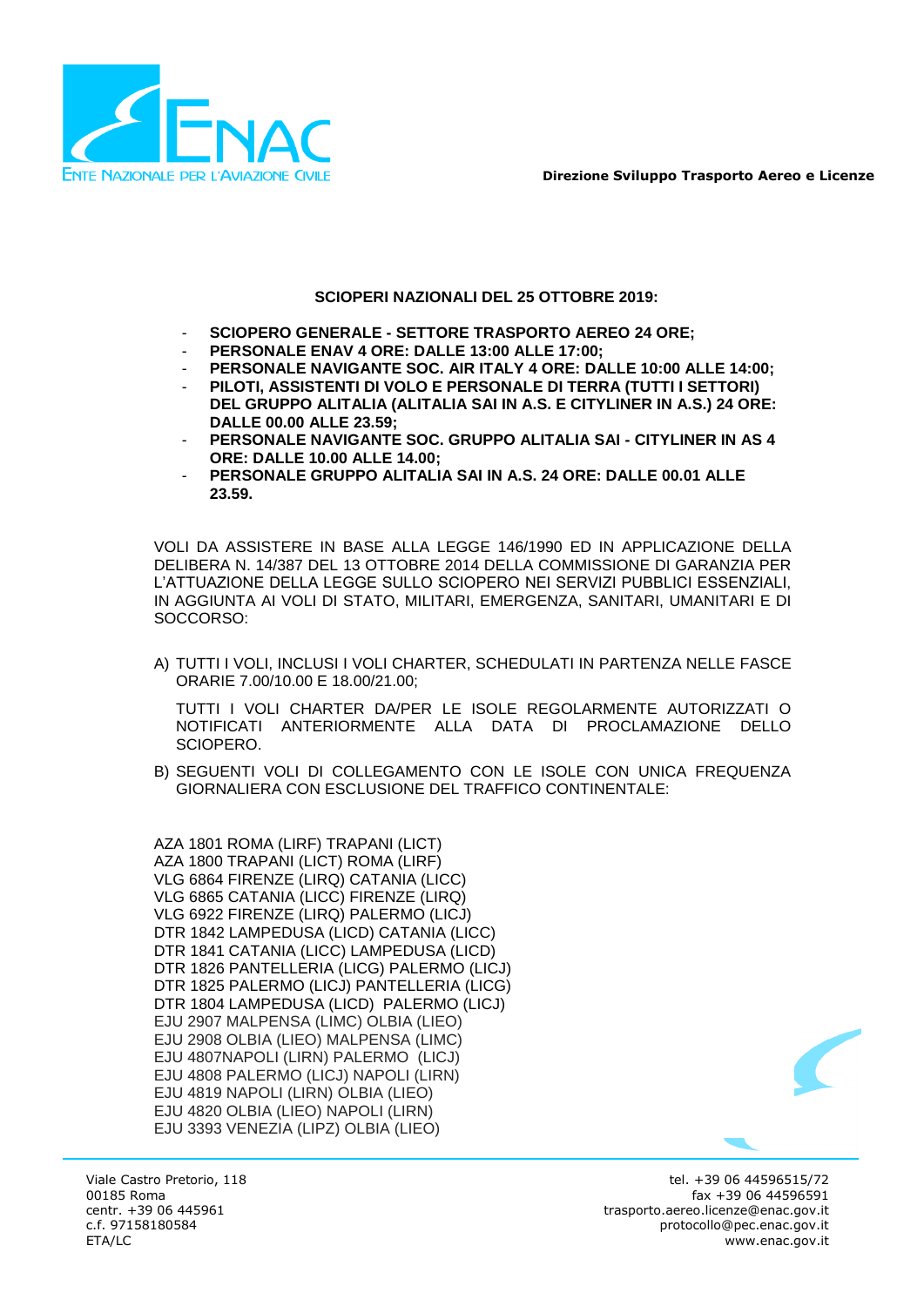**Direzione Sviluppo Trasporto Aereo e Licenze**

**SCIOPERI NAZIONALI DEL 25 OTTOBRE 2019:**

- **SCIOPERO GENERALE - SETTORE TRASPORTO AEREO 24 ORE;**
- **PERSONALE ENAV 4 ORE: DALLE 13:00 ALLE 17:00;**
- **PERSONALE NAVIGANTE SOC. AIR ITALY 4 ORE: DALLE 10:00 ALLE 14:00;**
- **PILOTI, ASSISTENTI DI VOLO E PERSONALE DI TERRA (TUTTI I SETTORI) DEL GRUPPO ALITALIA (ALITALIA SAI IN A.S. E CITYLINER IN A.S.) 24 ORE: DALLE 00.00 ALLE 23.59;**
- **PERSONALE NAVIGANTE SOC. GRUPPO ALITALIA SAI - CITYLINER IN AS 4 ORE: DALLE 10.00 ALLE 14.00;**
- **PERSONALE GRUPPO ALITALIA SAI IN A.S. 24 ORE: DALLE 00.01 ALLE 23.59.**

VOLI DA ASSISTERE IN BASE ALLA LEGGE 146/1990 ED IN APPLICAZIONE DELLA DELIBERA N. 14/387 DEL 13 OTTOBRE 2014 DELLA COMMISSIONE DI GARANZIA PER L'ATTUAZIONE DELLA LEGGE SULLO SCIOPERO NEI SERVIZI PUBBLICI ESSENZIALI, IN AGGIUNTA AI VOLI DI STATO, MILITARI, EMERGENZA, SANITARI, UMANITARI E DI SOCCORSO:

A) TUTTI I VOLI, INCLUSI I VOLI CHARTER, SCHEDULATI IN PARTENZA NELLE FASCE ORARIE 7.00/10.00 E 18.00/21.00;

   TUTTI I VOLI CHARTER DA/PER LE ISOLE REGOLARMENTE AUTORIZZATI O NOTIFICATI ANTERIORMENTE ALLA DATA DI PROCLAMAZIONE DELLO SCIOPERO.

B) SEGUENTI VOLI DI COLLEGAMENTO CON LE ISOLE CON UNICA FREQUENZA GIORNALIERA CON ESCLUSIONE DEL TRAFFICO CONTINENTALE:

AZA 1801 ROMA (LIRF) TRAPANI (LICT)
AZA 1800 TRAPANI (LICT) ROMA (LIRF)
VLG 6864 FIRENZE (LIRQ) CATANIA (LICC)
VLG 6865 CATANIA (LICC) FIRENZE (LIRQ)
VLG 6922 FIRENZE (LIRQ) PALERMO (LICJ)
DTR 1842 LAMPEDUSA (LICD) CATANIA (LICC)
DTR 1841 CATANIA (LICC) LAMPEDUSA (LICD)
DTR 1826 PANTELLERIA (LICG) PALERMO (LICJ)
DTR 1825 PALERMO (LICJ) PANTELLERIA (LICG)
DTR 1804 LAMPEDUSA (LICD) PALERMO (LICJ)
EJU 2907 MALPENSA (LIMC) OLBIA (LIEO)
EJU 2908 OLBIA (LIEO) MALPENSA (LIMC)
EJU 4807NAPOLI (LIRN) PALERMO (LICJ)
EJU 4808 PALERMO (LICJ) NAPOLI (LIRN)
EJU 4819 NAPOLI (LIRN) OLBIA (LIEO)
EJU 4820 OLBIA (LIEO) NAPOLI (LIRN)
EJU 3393 VENEZIA (LIPZ) OLBIA (LIEO)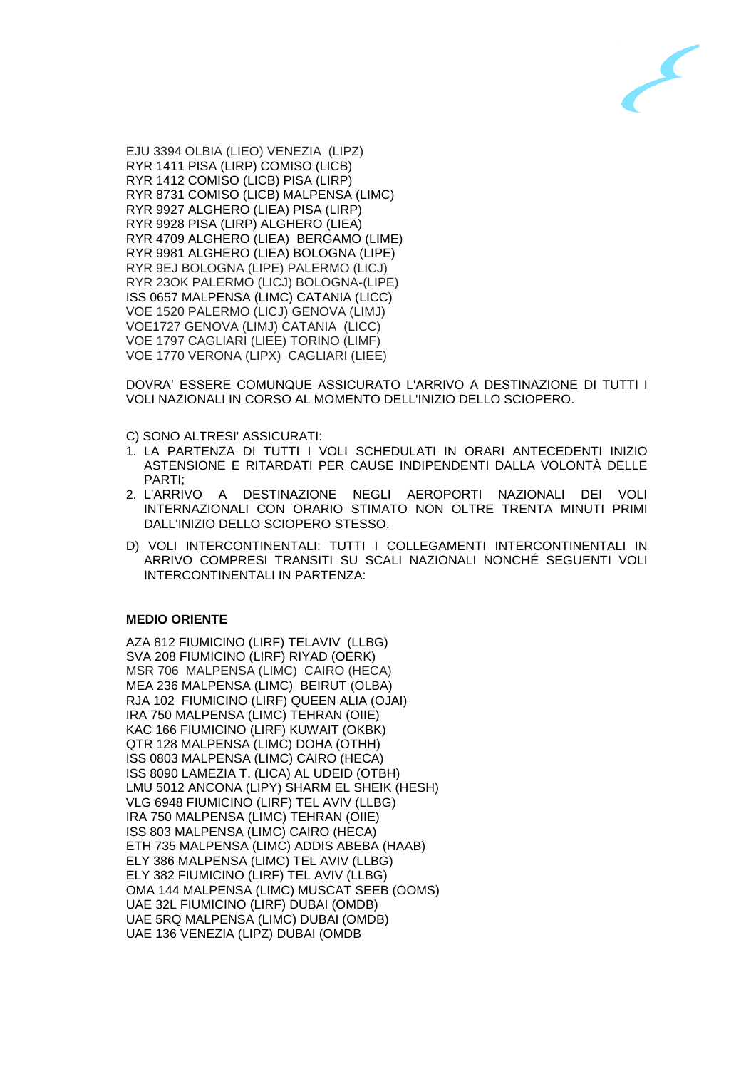EJU 3394 OLBIA (LIEO) VENEZIA (LIPZ)
RYR 1411 PISA (LIRP) COMISO (LICB)
RYR 1412 COMISO (LICB) PISA (LIRP)
RYR 8731 COMISO (LICB) MALPENSA (LIMC)
RYR 9927 ALGHERO (LIEA) PISA (LIRP)
RYR 9928 PISA (LIRP) ALGHERO (LIEA)
RYR 4709 ALGHERO (LIEA) BERGAMO (LIME)
RYR 9981 ALGHERO (LIEA) BOLOGNA (LIPE)
RYR 9EJ BOLOGNA (LIPE) PALERMO (LICJ)
RYR 23OK PALERMO (LICJ) BOLOGNA-(LIPE)
ISS 0657 MALPENSA (LIMC) CATANIA (LICC)
VOE 1520 PALERMO (LICJ) GENOVA (LIMJ)
VOE1727 GENOVA (LIMJ) CATANIA (LICC)
VOE 1797 CAGLIARI (LIEE) TORINO (LIMF)
VOE 1770 VERONA (LIPX) CAGLIARI (LIEE)

DOVRA' ESSERE COMUNQUE ASSICURATO L'ARRIVO A DESTINAZIONE DI TUTTI I VOLI NAZIONALI IN CORSO AL MOMENTO DELL'INIZIO DELLO SCIOPERO.

C) SONO ALTRESI' ASSICURATI:

1. LA PARTENZA DI TUTTI I VOLI SCHEDULATI IN ORARI ANTECEDENTI INIZIO ASTENSIONE E RITARDATI PER CAUSE INDIPENDENTI DALLA VOLONTÀ DELLE PARTI;
2. L'ARRIVO A DESTINAZIONE NEGLI AEROPORTI NAZIONALI DEI VOLI INTERNAZIONALI CON ORARIO STIMATO NON OLTRE TRENTA MINUTI PRIMI DALL'INIZIO DELLO SCIOPERO STESSO.

D) VOLI INTERCONTINENTALI: TUTTI I COLLEGAMENTI INTERCONTINENTALI IN ARRIVO COMPRESI TRANSITI SU SCALI NAZIONALI NONCHÉ SEGUENTI VOLI INTERCONTINENTALI IN PARTENZA:

**MEDIO ORIENTE**

AZA 812 FIUMICINO (LIRF) TELAVIV (LLBG)
SVA 208 FIUMICINO (LIRF) RIYAD (OERK)
MSR 706 MALPENSA (LIMC) CAIRO (HECA)
MEA 236 MALPENSA (LIMC) BEIRUT (OLBA)
RJA 102 FIUMICINO (LIRF) QUEEN ALIA (OJAI)
IRA 750 MALPENSA (LIMC) TEHRAN (OIIE)
KAC 166 FIUMICINO (LIRF) KUWAIT (OKBK)
QTR 128 MALPENSA (LIMC) DOHA (OTHH)
ISS 0803 MALPENSA (LIMC) CAIRO (HECA)
ISS 8090 LAMEZIA T. (LICA) AL UDEID (OTBH)
LMU 5012 ANCONA (LIPY) SHARM EL SHEIK (HESH)
VLG 6948 FIUMICINO (LIRF) TEL AVIV (LLBG)
IRA 750 MALPENSA (LIMC) TEHRAN (OIIE)
ISS 803 MALPENSA (LIMC) CAIRO (HECA)
ETH 735 MALPENSA (LIMC) ADDIS ABEBA (HAAB)
ELY 386 MALPENSA (LIMC) TEL AVIV (LLBG)
ELY 382 FIUMICINO (LIRF) TEL AVIV (LLBG)
OMA 144 MALPENSA (LIMC) MUSCAT SEEB (OOMS)
UAE 32L FIUMICINO (LIRF) DUBAI (OMDB)
UAE 5RQ MALPENSA (LIMC) DUBAI (OMDB)
UAE 136 VENEZIA (LIPZ) DUBAI (OMDB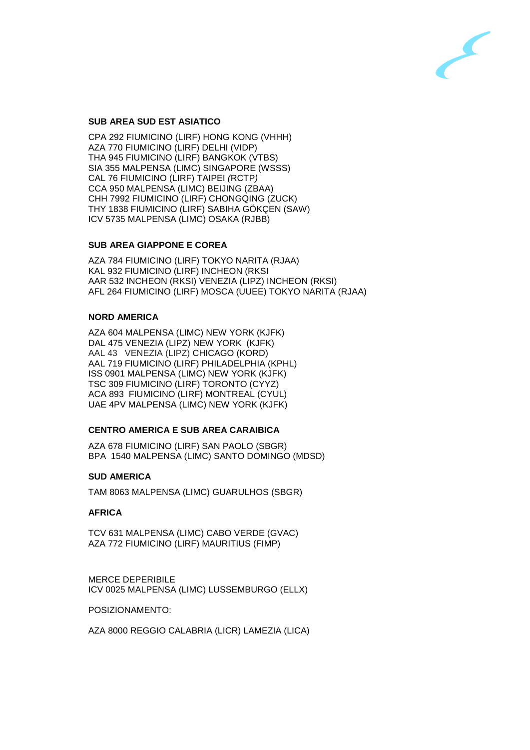**SUB AREA SUD EST ASIATICO**

CPA 292 FIUMICINO (LIRF) HONG KONG (VHHH)
AZA 770 FIUMICINO (LIRF) DELHI (VIDP)
THA 945 FIUMICINO (LIRF) BANGKOK (VTBS)
SIA 355 MALPENSA (LIMC) SINGAPORE (WSSS)
CAL 76 FIUMICINO (LIRF) TAIPEI *(*RCTP*)*
CCA 950 MALPENSA (LIMC) BEIJING (ZBAA)
CHH 7992 FIUMICINO (LIRF) CHONGQING (ZUCK)
THY 1838 FIUMICINO (LIRF) SABIHA GÖKÇEN (SAW)
ICV 5735 MALPENSA (LIMC) OSAKA (RJBB)

**SUB AREA GIAPPONE E COREA**

AZA 784 FIUMICINO (LIRF) TOKYO NARITA (RJAA)
KAL 932 FIUMICINO (LIRF) INCHEON (RKSI
AAR 532 INCHEON (RKSI) VENEZIA (LIPZ) INCHEON (RKSI)
AFL 264 FIUMICINO (LIRF) MOSCA (UUEE) TOKYO NARITA (RJAA)

**NORD AMERICA**

AZA 604 MALPENSA (LIMC) NEW YORK (KJFK)
DAL 475 VENEZIA (LIPZ) NEW YORK (KJFK)
AAL 43 VENEZIA (LIPZ) CHICAGO (KORD)
AAL 719 FIUMICINO (LIRF) PHILADELPHIA (KPHL)
ISS 0901 MALPENSA (LIMC) NEW YORK (KJFK)
TSC 309 FIUMICINO (LIRF) TORONTO (CYYZ)
ACA 893 FIUMICINO (LIRF) MONTREAL (CYUL)
UAE 4PV MALPENSA (LIMC) NEW YORK (KJFK)

**CENTRO AMERICA E SUB AREA CARAIBICA**

AZA 678 FIUMICINO (LIRF) SAN PAOLO (SBGR)
BPA 1540 MALPENSA (LIMC) SANTO DOMINGO (MDSD)

**SUD AMERICA**

TAM 8063 MALPENSA (LIMC) GUARULHOS (SBGR)

**AFRICA**

TCV 631 MALPENSA (LIMC) CABO VERDE (GVAC)
AZA 772 FIUMICINO (LIRF) MAURITIUS (FIMP)

MERCE DEPERIBILE
ICV 0025 MALPENSA (LIMC) LUSSEMBURGO (ELLX)

POSIZIONAMENTO:

AZA 8000 REGGIO CALABRIA (LICR) LAMEZIA (LICA)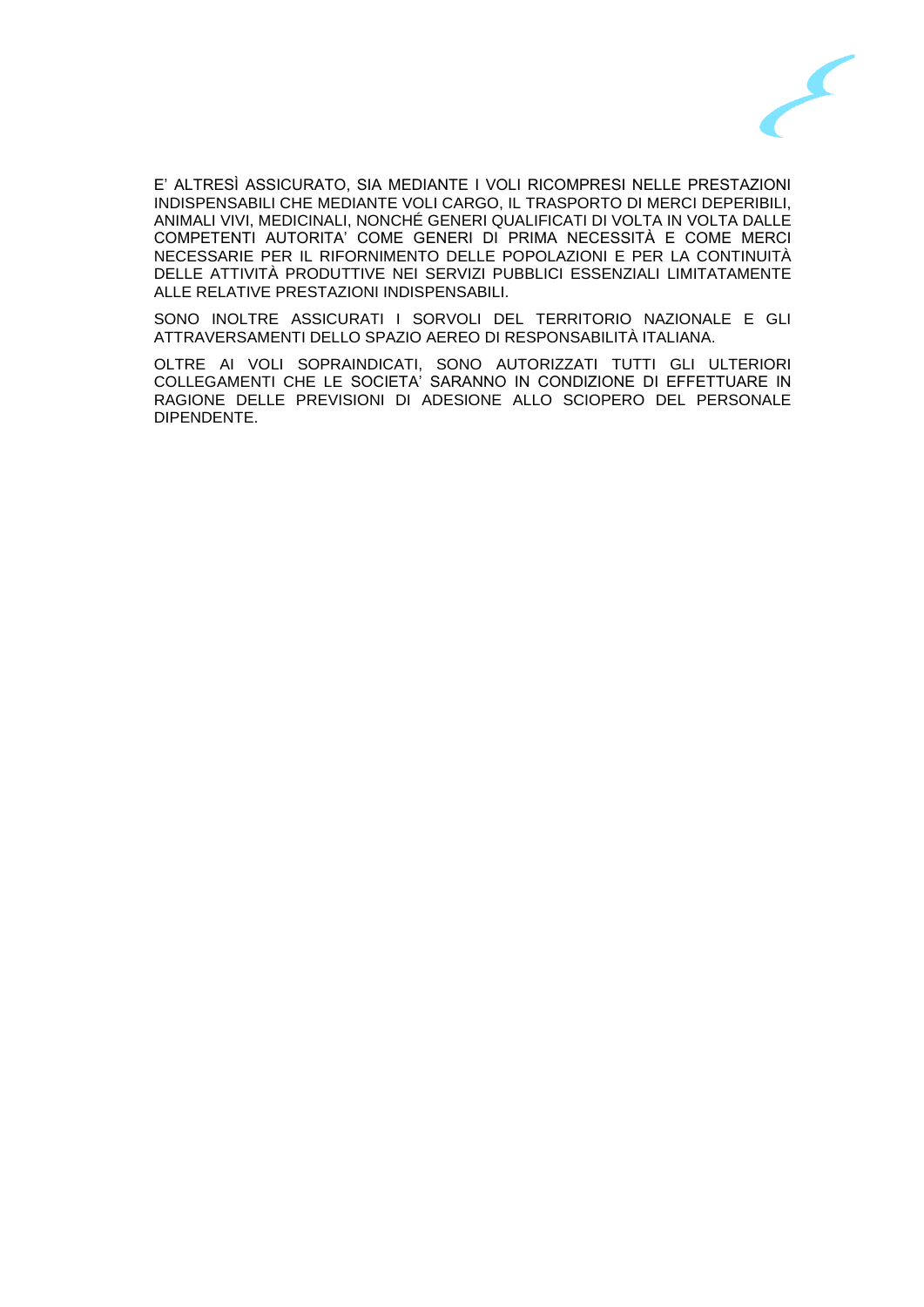E' ALTRESÌ ASSICURATO, SIA MEDIANTE I VOLI RICOMPRESI NELLE PRESTAZIONI INDISPENSABILI CHE MEDIANTE VOLI CARGO, IL TRASPORTO DI MERCI DEPERIBILI, ANIMALI VIVI, MEDICINALI, NONCHÉ GENERI QUALIFICATI DI VOLTA IN VOLTA DALLE COMPETENTI AUTORITA' COME GENERI DI PRIMA NECESSITÀ E COME MERCI NECESSARIE PER IL RIFORNIMENTO DELLE POPOLAZIONI E PER LA CONTINUITÀ DELLE ATTIVITÀ PRODUTTIVE NEI SERVIZI PUBBLICI ESSENZIALI LIMITATAMENTE ALLE RELATIVE PRESTAZIONI INDISPENSABILI.

SONO INOLTRE ASSICURATI I SORVOLI DEL TERRITORIO NAZIONALE E GLI ATTRAVERSAMENTI DELLO SPAZIO AEREO DI RESPONSABILITÀ ITALIANA.

OLTRE AI VOLI SOPRAINDICATI, SONO AUTORIZZATI TUTTI GLI ULTERIORI COLLEGAMENTI CHE LE SOCIETA' SARANNO IN CONDIZIONE DI EFFETTUARE IN RAGIONE DELLE PREVISIONI DI ADESIONE ALLO SCIOPERO DEL PERSONALE DIPENDENTE.